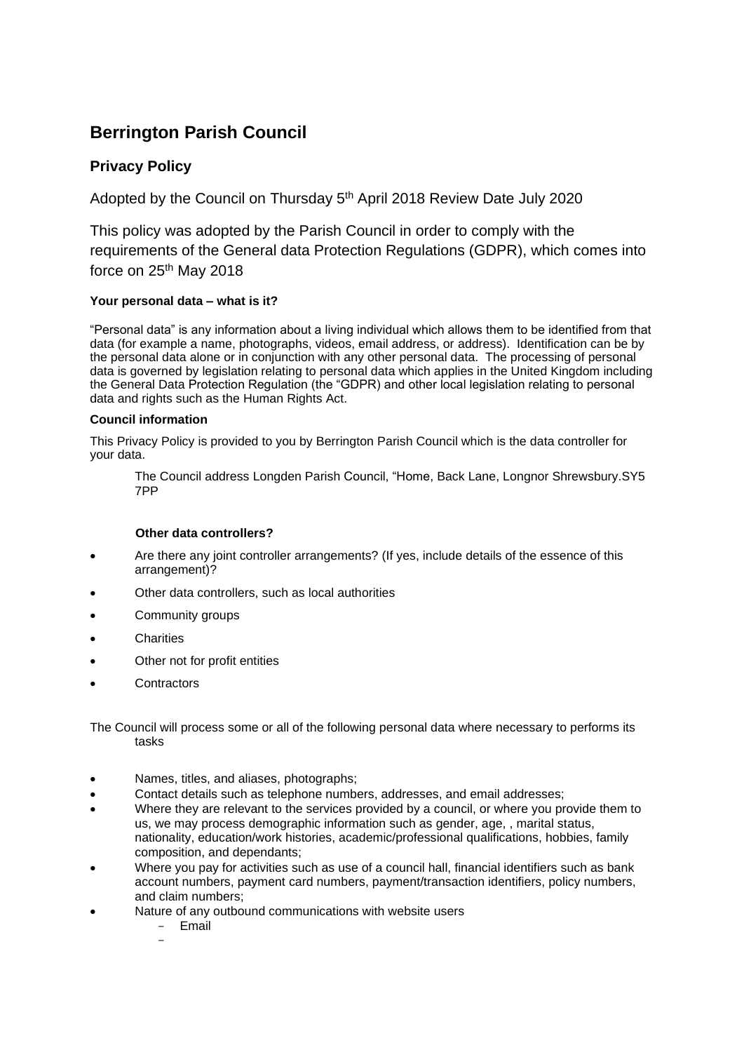# Berrington Parish Council

## Privacy Policy

Adopted by the Council on Thursday 5th April 2018 Review Date July 2020

This policy was adopted by the Parish Council in order to comply with the requirements of the General data Protection Regulations (GDPR), which comes into force on 25th May 2018

**Your personal data – what is it?**

"Personal data" is any information about a living individual which allows them to be identified from that data (for example a name, photographs, videos, email address, or address). Identification can be by the personal data alone or in conjunction with any other personal data. The processing of personal data is governed by legislation relating to personal data which applies in the United Kingdom including the General Data Protection Regulation (the "GDPR) and other local legislation relating to personal data and rights such as the Human Rights Act.

**Council information**

This Privacy Policy is provided to you by Berrington Parish Council which is the data controller for your data.

The Council address Longden Parish Council, "Home, Back Lane, Longnor Shrewsbury.SY5 7PP

**Other data controllers?**

- Are there any joint controller arrangements? (If yes, include details of the essence of this arrangement)?
- Other data controllers, such as local authorities
- Community groups
- Charities
- Other not for profit entities
- Contractors

The Council will process some or all of the following personal data where necessary to performs its tasks

- Names, titles, and aliases, photographs;
- Contact details such as telephone numbers, addresses, and email addresses;
- Where they are relevant to the services provided by a council, or where you provide them to us, we may process demographic information such as gender, age, , marital status, nationality, education/work histories, academic/professional qualifications, hobbies, family composition, and dependants;
- Where you pay for activities such as use of a council hall, financial identifiers such as bank account numbers, payment card numbers, payment/transaction identifiers, policy numbers, and claim numbers;
- Nature of any outbound communications with website users
  - Email
  -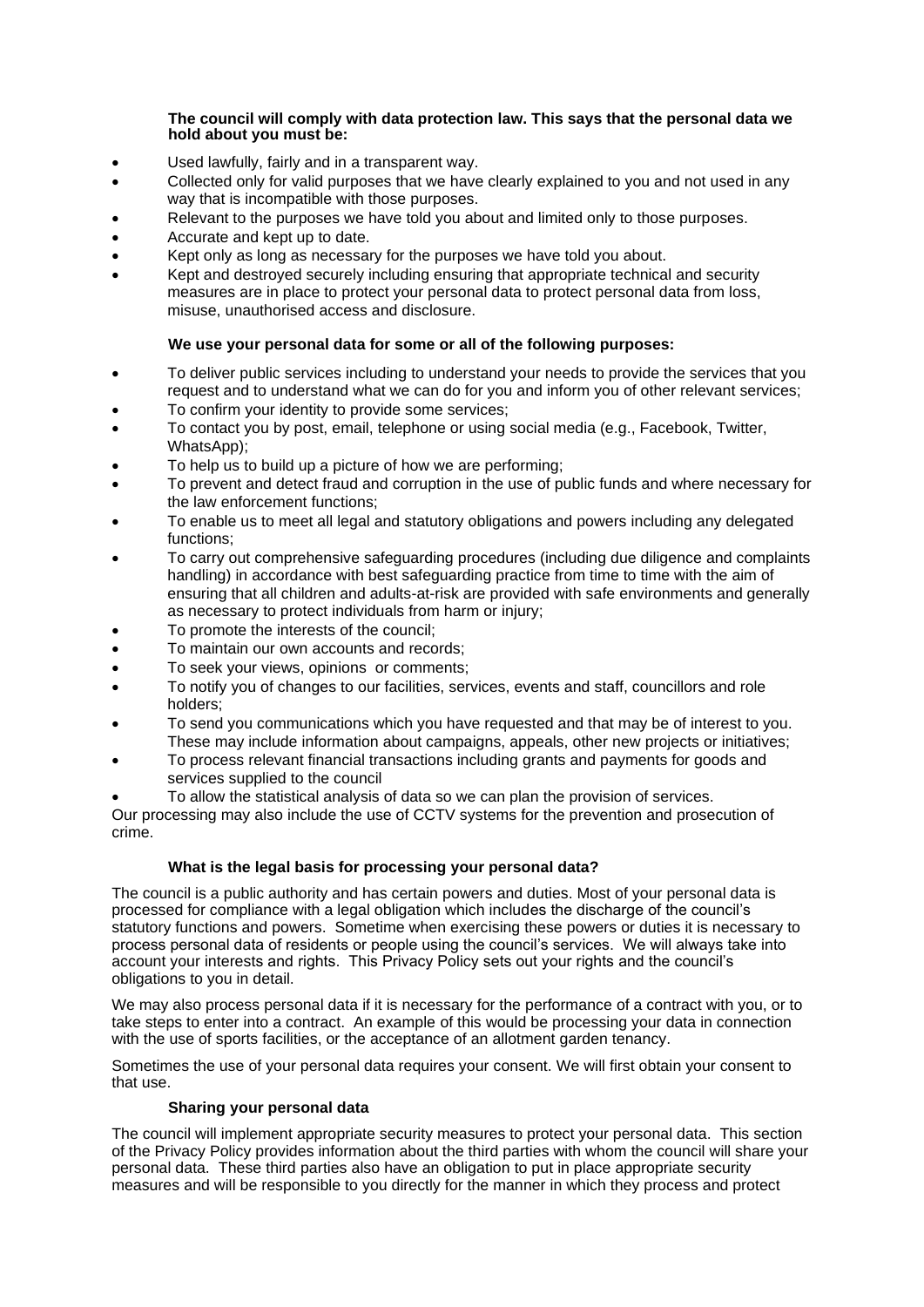**The council will comply with data protection law. This says that the personal data we hold about you must be:**

- Used lawfully, fairly and in a transparent way.
- Collected only for valid purposes that we have clearly explained to you and not used in any way that is incompatible with those purposes.
- Relevant to the purposes we have told you about and limited only to those purposes.
- Accurate and kept up to date.
- Kept only as long as necessary for the purposes we have told you about.
- Kept and destroyed securely including ensuring that appropriate technical and security measures are in place to protect your personal data to protect personal data from loss, misuse, unauthorised access and disclosure.

**We use your personal data for some or all of the following purposes:**

- To deliver public services including to understand your needs to provide the services that you request and to understand what we can do for you and inform you of other relevant services;
- To confirm your identity to provide some services;
- To contact you by post, email, telephone or using social media (e.g., Facebook, Twitter, WhatsApp);
- To help us to build up a picture of how we are performing;
- To prevent and detect fraud and corruption in the use of public funds and where necessary for the law enforcement functions;
- To enable us to meet all legal and statutory obligations and powers including any delegated functions;
- To carry out comprehensive safeguarding procedures (including due diligence and complaints handling) in accordance with best safeguarding practice from time to time with the aim of ensuring that all children and adults-at-risk are provided with safe environments and generally as necessary to protect individuals from harm or injury;
- To promote the interests of the council;
- To maintain our own accounts and records;
- To seek your views, opinions or comments;
- To notify you of changes to our facilities, services, events and staff, councillors and role holders;
- To send you communications which you have requested and that may be of interest to you. These may include information about campaigns, appeals, other new projects or initiatives;
- To process relevant financial transactions including grants and payments for goods and services supplied to the council
- To allow the statistical analysis of data so we can plan the provision of services.

Our processing may also include the use of CCTV systems for the prevention and prosecution of crime.

**What is the legal basis for processing your personal data?**

The council is a public authority and has certain powers and duties. Most of your personal data is processed for compliance with a legal obligation which includes the discharge of the council's statutory functions and powers. Sometime when exercising these powers or duties it is necessary to process personal data of residents or people using the council's services. We will always take into account your interests and rights. This Privacy Policy sets out your rights and the council's obligations to you in detail.

We may also process personal data if it is necessary for the performance of a contract with you, or to take steps to enter into a contract. An example of this would be processing your data in connection with the use of sports facilities, or the acceptance of an allotment garden tenancy.

Sometimes the use of your personal data requires your consent. We will first obtain your consent to that use.

**Sharing your personal data**

The council will implement appropriate security measures to protect your personal data. This section of the Privacy Policy provides information about the third parties with whom the council will share your personal data. These third parties also have an obligation to put in place appropriate security measures and will be responsible to you directly for the manner in which they process and protect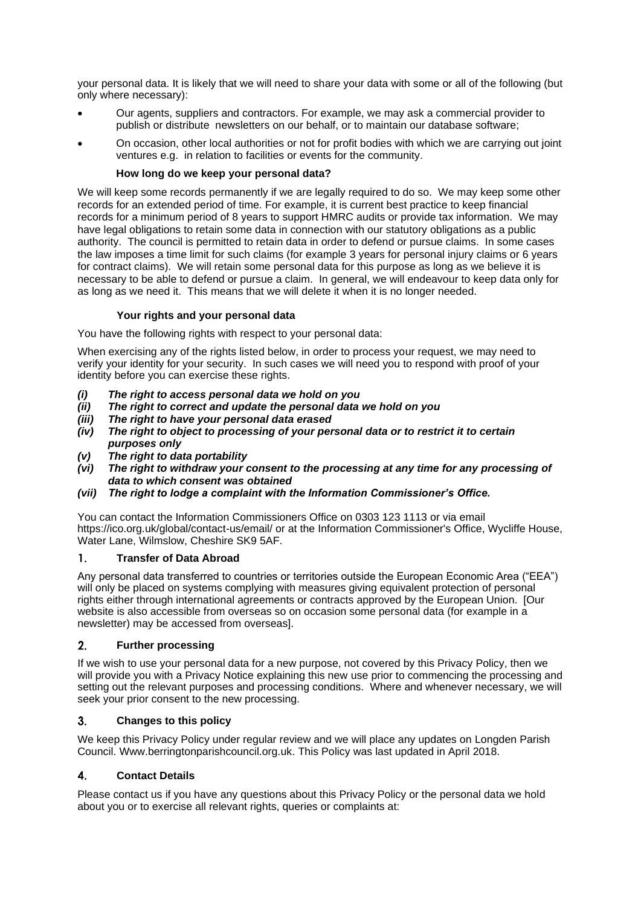your personal data. It is likely that we will need to share your data with some or all of the following (but only where necessary):

- Our agents, suppliers and contractors. For example, we may ask a commercial provider to publish or distribute newsletters on our behalf, or to maintain our database software;
- On occasion, other local authorities or not for profit bodies with which we are carrying out joint ventures e.g. in relation to facilities or events for the community.

### How long do we keep your personal data?

We will keep some records permanently if we are legally required to do so. We may keep some other records for an extended period of time. For example, it is current best practice to keep financial records for a minimum period of 8 years to support HMRC audits or provide tax information. We may have legal obligations to retain some data in connection with our statutory obligations as a public authority. The council is permitted to retain data in order to defend or pursue claims. In some cases the law imposes a time limit for such claims (for example 3 years for personal injury claims or 6 years for contract claims). We will retain some personal data for this purpose as long as we believe it is necessary to be able to defend or pursue a claim. In general, we will endeavour to keep data only for as long as we need it. This means that we will delete it when it is no longer needed.

### Your rights and your personal data

You have the following rights with respect to your personal data:

When exercising any of the rights listed below, in order to process your request, we may need to verify your identity for your security. In such cases we will need you to respond with proof of your identity before you can exercise these rights.

*(i)* ***The right to access personal data we hold on you***
*(ii)* ***The right to correct and update the personal data we hold on you***
*(iii)* ***The right to have your personal data erased***
*(iv)* ***The right to object to processing of your personal data or to restrict it to certain purposes only***
*(v)* ***The right to data portability***
*(vi)* ***The right to withdraw your consent to the processing at any time for any processing of data to which consent was obtained***
*(vii)* ***The right to lodge a complaint with the Information Commissioner's Office.***

You can contact the Information Commissioners Office on 0303 123 1113 or via email https://ico.org.uk/global/contact-us/email/ or at the Information Commissioner's Office, Wycliffe House, Water Lane, Wilmslow, Cheshire SK9 5AF.

## 1. Transfer of Data Abroad

Any personal data transferred to countries or territories outside the European Economic Area ("EEA") will only be placed on systems complying with measures giving equivalent protection of personal rights either through international agreements or contracts approved by the European Union. [Our website is also accessible from overseas so on occasion some personal data (for example in a newsletter) may be accessed from overseas].

## 2. Further processing

If we wish to use your personal data for a new purpose, not covered by this Privacy Policy, then we will provide you with a Privacy Notice explaining this new use prior to commencing the processing and setting out the relevant purposes and processing conditions. Where and whenever necessary, we will seek your prior consent to the new processing.

## 3. Changes to this policy

We keep this Privacy Policy under regular review and we will place any updates on Longden Parish Council. Www.berringtonparishcouncil.org.uk. This Policy was last updated in April 2018.

## 4. Contact Details

Please contact us if you have any questions about this Privacy Policy or the personal data we hold about you or to exercise all relevant rights, queries or complaints at: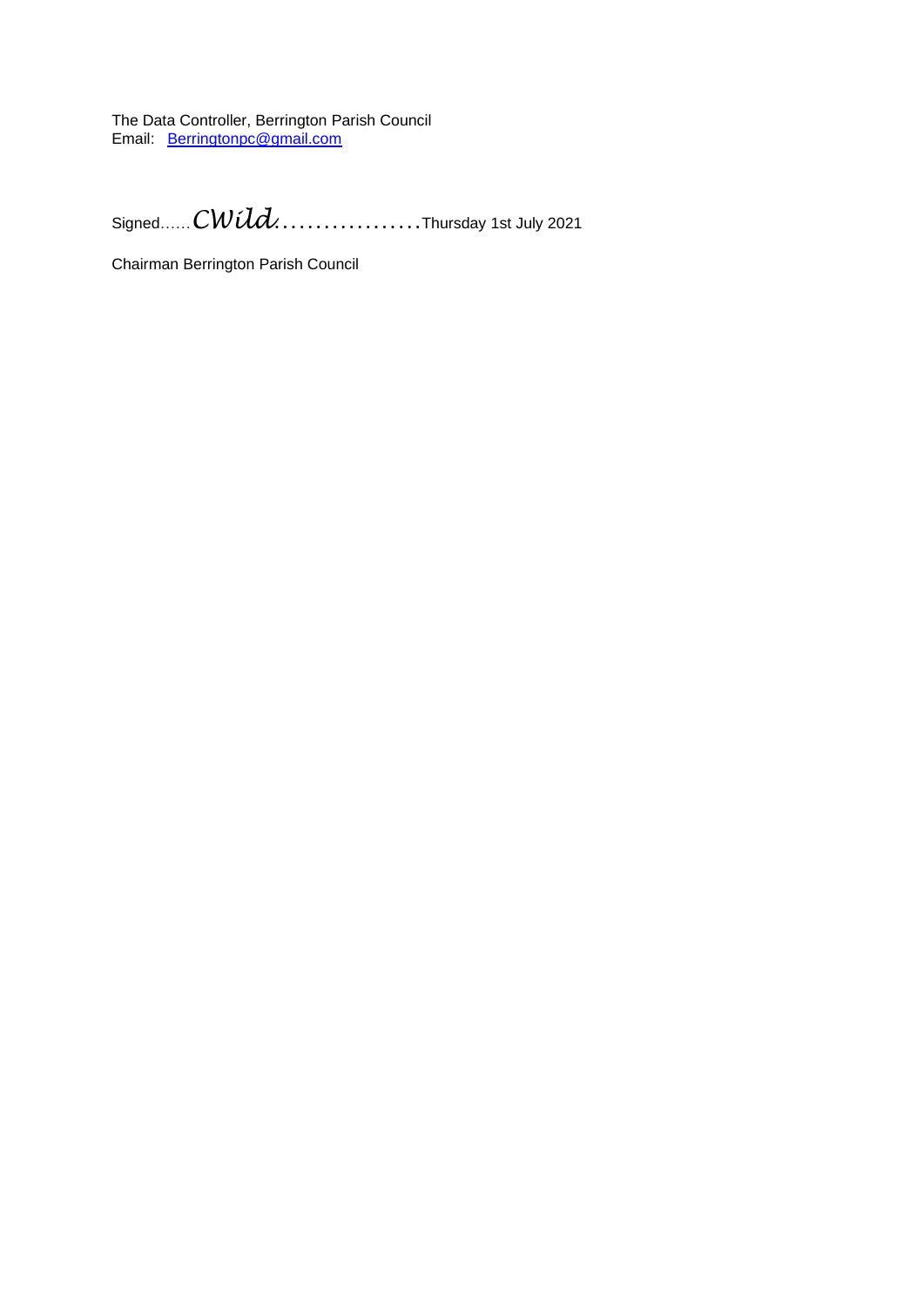The Data Controller, Berrington Parish Council
Email: [Berringtonpc@gmail.com](mailto:Berringtonpc@gmail.com)

Signed……*CWild*………………Thursday 1st July 2021

Chairman Berrington Parish Council